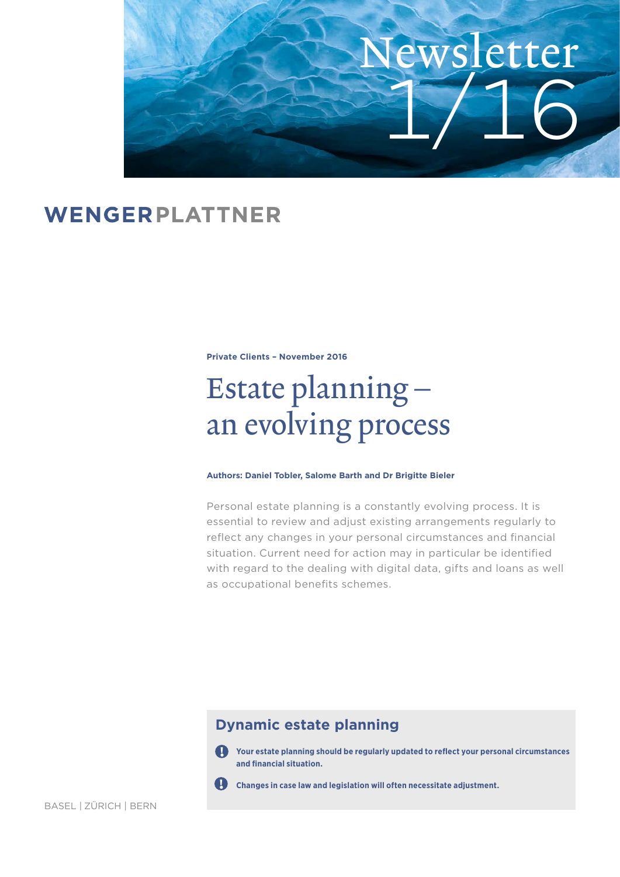Newsletter 1/16

WENGERPLATTNER

**Private Clients – November 2016**

# Estate planning – an evolving process

**Authors: Daniel Tobler, Salome Barth and Dr Brigitte Bieler**

Personal estate planning is a constantly evolving process. It is essential to review and adjust existing arrangements regularly to reflect any changes in your personal circumstances and financial situation. Current need for action may in particular be identified with regard to the dealing with digital data, gifts and loans as well as occupational benefits schemes.

## Dynamic estate planning

- **Your estate planning should be regularly updated to reflect your personal circumstances and financial situation.**
- **Changes in case law and legislation will often necessitate adjustment.**

BASEL | ZÜRICH | BERN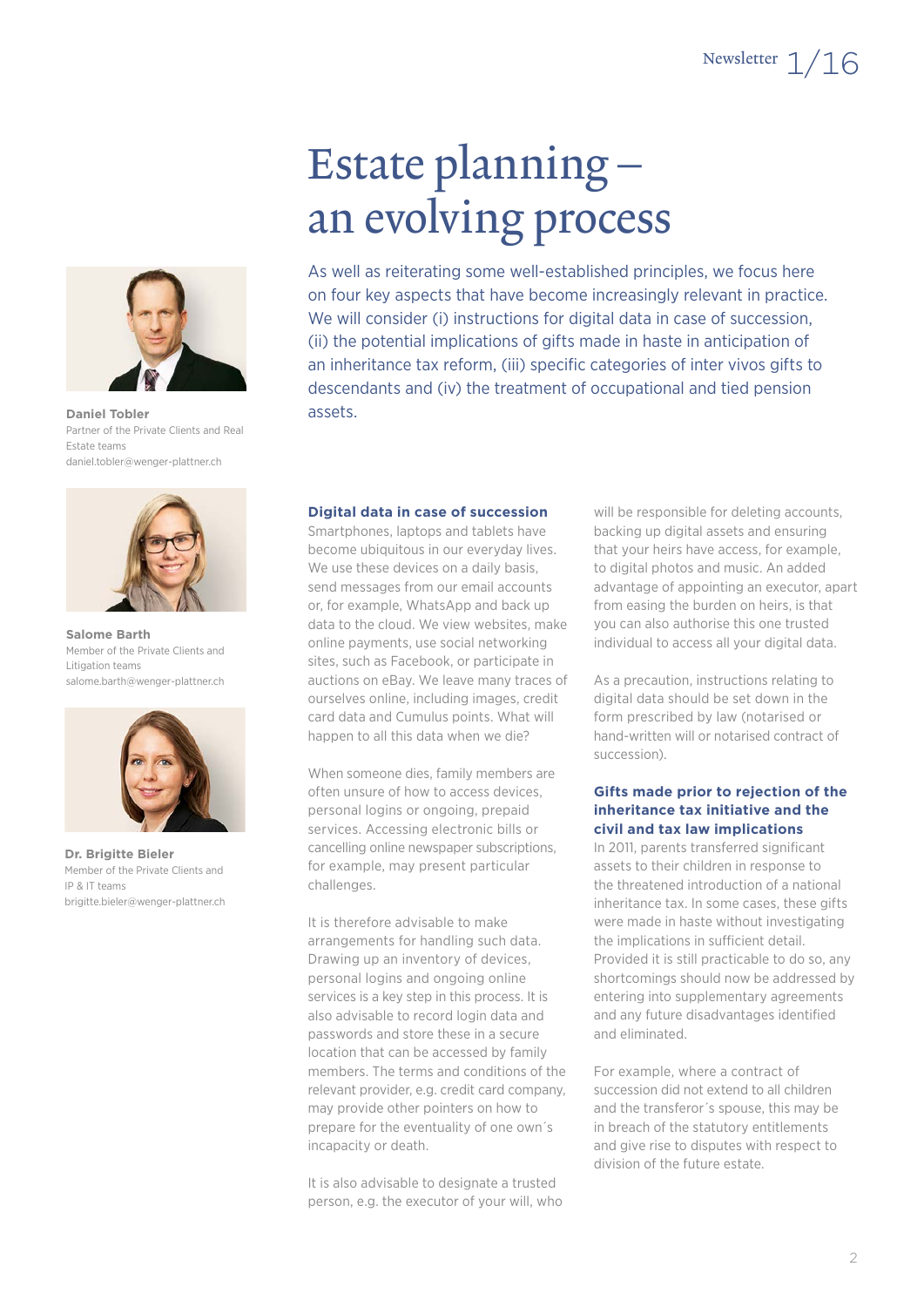# Estate planning – an evolving process

As well as reiterating some well-established principles, we focus here on four key aspects that have become increasingly relevant in practice. We will consider (i) instructions for digital data in case of succession, (ii) the potential implications of gifts made in haste in anticipation of an inheritance tax reform, (iii) specific categories of inter vivos gifts to descendants and (iv) the treatment of occupational and tied pension assets.

**Daniel Tobler**
Partner of the Private Clients and Real Estate teams
daniel.tobler@wenger-plattner.ch

**Salome Barth**
Member of the Private Clients and Litigation teams
salome.barth@wenger-plattner.ch

**Dr. Brigitte Bieler**
Member of the Private Clients and IP & IT teams
brigitte.bieler@wenger-plattner.ch

## Digital data in case of succession

Smartphones, laptops and tablets have become ubiquitous in our everyday lives. We use these devices on a daily basis, send messages from our email accounts or, for example, WhatsApp and back up data to the cloud. We view websites, make online payments, use social networking sites, such as Facebook, or participate in auctions on eBay. We leave many traces of ourselves online, including images, credit card data and Cumulus points. What will happen to all this data when we die?

When someone dies, family members are often unsure of how to access devices, personal logins or ongoing, prepaid services. Accessing electronic bills or cancelling online newspaper subscriptions, for example, may present particular challenges.

It is therefore advisable to make arrangements for handling such data. Drawing up an inventory of devices, personal logins and ongoing online services is a key step in this process. It is also advisable to record login data and passwords and store these in a secure location that can be accessed by family members. The terms and conditions of the relevant provider, e.g. credit card company, may provide other pointers on how to prepare for the eventuality of one own´s incapacity or death.

It is also advisable to designate a trusted person, e.g. the executor of your will, who will be responsible for deleting accounts, backing up digital assets and ensuring that your heirs have access, for example, to digital photos and music. An added advantage of appointing an executor, apart from easing the burden on heirs, is that you can also authorise this one trusted individual to access all your digital data.

As a precaution, instructions relating to digital data should be set down in the form prescribed by law (notarised or hand-written will or notarised contract of succession).

## Gifts made prior to rejection of the inheritance tax initiative and the civil and tax law implications

In 2011, parents transferred significant assets to their children in response to the threatened introduction of a national inheritance tax. In some cases, these gifts were made in haste without investigating the implications in sufficient detail. Provided it is still practicable to do so, any shortcomings should now be addressed by entering into supplementary agreements and any future disadvantages identified and eliminated.

For example, where a contract of succession did not extend to all children and the transferor´s spouse, this may be in breach of the statutory entitlements and give rise to disputes with respect to division of the future estate.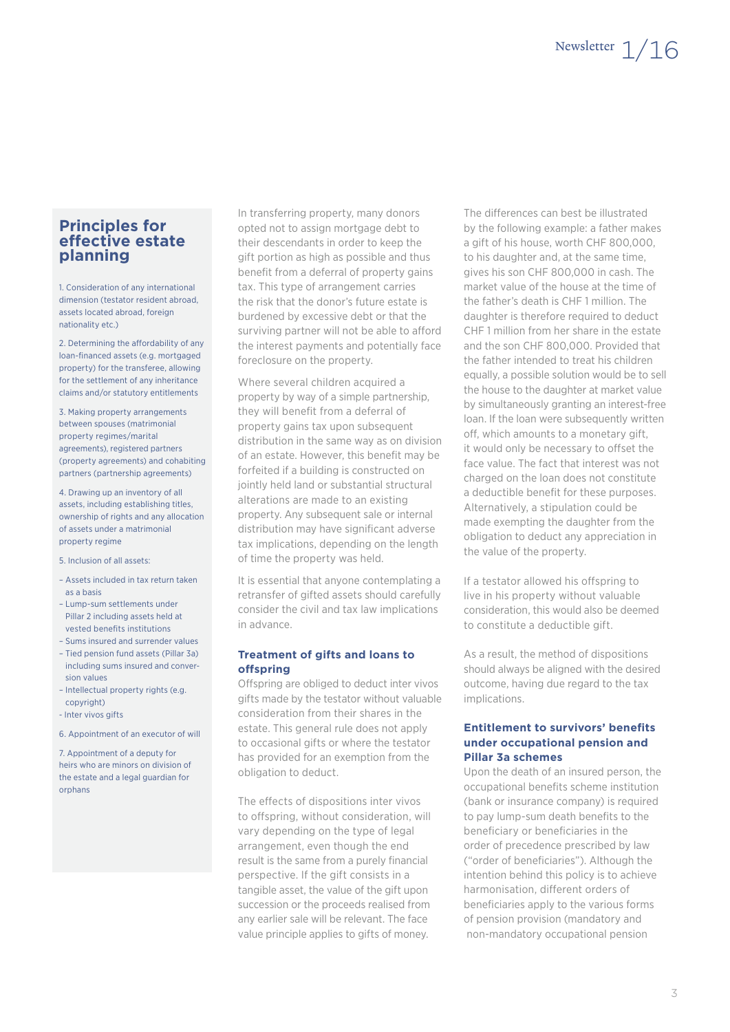## Principles for effective estate planning

1. Consideration of any international dimension (testator resident abroad, assets located abroad, foreign nationality etc.)

2. Determining the affordability of any loan-financed assets (e.g. mortgaged property) for the transferee, allowing for the settlement of any inheritance claims and/or statutory entitlements

3. Making property arrangements between spouses (matrimonial property regimes/marital agreements), registered partners (property agreements) and cohabiting partners (partnership agreements)

4. Drawing up an inventory of all assets, including establishing titles, ownership of rights and any allocation of assets under a matrimonial property regime

5. Inclusion of all assets:

- Assets included in tax return taken as a basis
- Lump-sum settlements under Pillar 2 including assets held at vested benefits institutions
- Sums insured and surrender values
- Tied pension fund assets (Pillar 3a) including sums insured and conversion values
- Intellectual property rights (e.g. copyright)
- Inter vivos gifts

6. Appointment of an executor of will

7. Appointment of a deputy for heirs who are minors on division of the estate and a legal guardian for orphans

In transferring property, many donors opted not to assign mortgage debt to their descendants in order to keep the gift portion as high as possible and thus benefit from a deferral of property gains tax. This type of arrangement carries the risk that the donor's future estate is burdened by excessive debt or that the surviving partner will not be able to afford the interest payments and potentially face foreclosure on the property.

Where several children acquired a property by way of a simple partnership, they will benefit from a deferral of property gains tax upon subsequent distribution in the same way as on division of an estate. However, this benefit may be forfeited if a building is constructed on jointly held land or substantial structural alterations are made to an existing property. Any subsequent sale or internal distribution may have significant adverse tax implications, depending on the length of time the property was held.

It is essential that anyone contemplating a retransfer of gifted assets should carefully consider the civil and tax law implications in advance.

### Treatment of gifts and loans to offspring

Offspring are obliged to deduct inter vivos gifts made by the testator without valuable consideration from their shares in the estate. This general rule does not apply to occasional gifts or where the testator has provided for an exemption from the obligation to deduct.

The effects of dispositions inter vivos to offspring, without consideration, will vary depending on the type of legal arrangement, even though the end result is the same from a purely financial perspective. If the gift consists in a tangible asset, the value of the gift upon succession or the proceeds realised from any earlier sale will be relevant. The face value principle applies to gifts of money.

The differences can best be illustrated by the following example: a father makes a gift of his house, worth CHF 800,000, to his daughter and, at the same time, gives his son CHF 800,000 in cash. The market value of the house at the time of the father's death is CHF 1 million. The daughter is therefore required to deduct CHF 1 million from her share in the estate and the son CHF 800,000. Provided that the father intended to treat his children equally, a possible solution would be to sell the house to the daughter at market value by simultaneously granting an interest-free loan. If the loan were subsequently written off, which amounts to a monetary gift, it would only be necessary to offset the face value. The fact that interest was not charged on the loan does not constitute a deductible benefit for these purposes. Alternatively, a stipulation could be made exempting the daughter from the obligation to deduct any appreciation in the value of the property.

If a testator allowed his offspring to live in his property without valuable consideration, this would also be deemed to constitute a deductible gift.

As a result, the method of dispositions should always be aligned with the desired outcome, having due regard to the tax implications.

### Entitlement to survivors' benefits under occupational pension and Pillar 3a schemes

Upon the death of an insured person, the occupational benefits scheme institution (bank or insurance company) is required to pay lump-sum death benefits to the beneficiary or beneficiaries in the order of precedence prescribed by law ("order of beneficiaries"). Although the intention behind this policy is to achieve harmonisation, different orders of beneficiaries apply to the various forms of pension provision (mandatory and non-mandatory occupational pension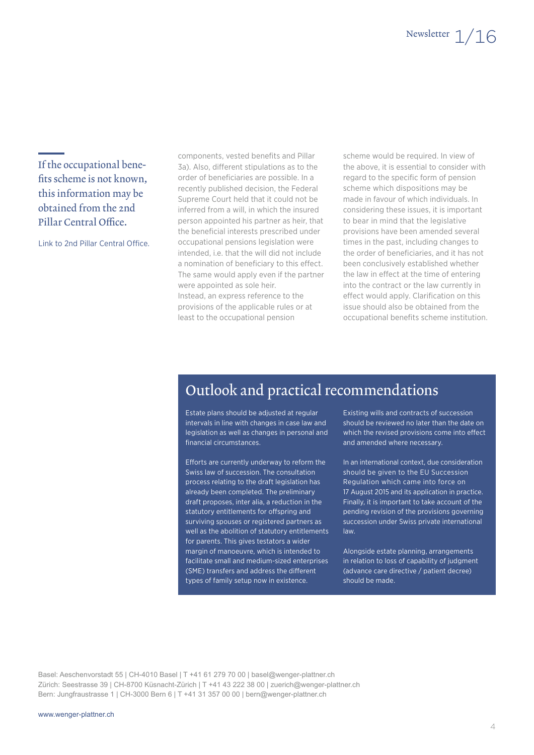If the occupational benefits scheme is not known, this information may be obtained from the 2nd Pillar Central Office.

Link to 2nd Pillar Central Office.

components, vested benefits and Pillar 3a). Also, different stipulations as to the order of beneficiaries are possible. In a recently published decision, the Federal Supreme Court held that it could not be inferred from a will, in which the insured person appointed his partner as heir, that the beneficial interests prescribed under occupational pensions legislation were intended, i.e. that the will did not include a nomination of beneficiary to this effect. The same would apply even if the partner were appointed as sole heir.
Instead, an express reference to the provisions of the applicable rules or at least to the occupational pension scheme would be required. In view of the above, it is essential to consider with regard to the specific form of pension scheme which dispositions may be made in favour of which individuals. In considering these issues, it is important to bear in mind that the legislative provisions have been amended several times in the past, including changes to the order of beneficiaries, and it has not been conclusively established whether the law in effect at the time of entering into the contract or the law currently in effect would apply. Clarification on this issue should also be obtained from the occupational benefits scheme institution.

## Outlook and practical recommendations

Estate plans should be adjusted at regular intervals in line with changes in case law and legislation as well as changes in personal and financial circumstances.

Efforts are currently underway to reform the Swiss law of succession. The consultation process relating to the draft legislation has already been completed. The preliminary draft proposes, inter alia, a reduction in the statutory entitlements for offspring and surviving spouses or registered partners as well as the abolition of statutory entitlements for parents. This gives testators a wider margin of manoeuvre, which is intended to facilitate small and medium-sized enterprises (SME) transfers and address the different types of family setup now in existence.

Existing wills and contracts of succession should be reviewed no later than the date on which the revised provisions come into effect and amended where necessary.

In an international context, due consideration should be given to the EU Succession Regulation which came into force on 17 August 2015 and its application in practice. Finally, it is important to take account of the pending revision of the provisions governing succession under Swiss private international law.

Alongside estate planning, arrangements in relation to loss of capability of judgment (advance care directive / patient decree) should be made.

Basel: Aeschenvorstadt 55 | CH-4010 Basel | T +41 61 279 70 00 | basel@wenger-plattner.ch
Zürich: Seestrasse 39 | CH-8700 Küsnacht-Zürich | T +41 43 222 38 00 | zuerich@wenger-plattner.ch
Bern: Jungfraustrasse 1 | CH-3000 Bern 6 | T +41 31 357 00 00 | bern@wenger-plattner.ch

www.wenger-plattner.ch